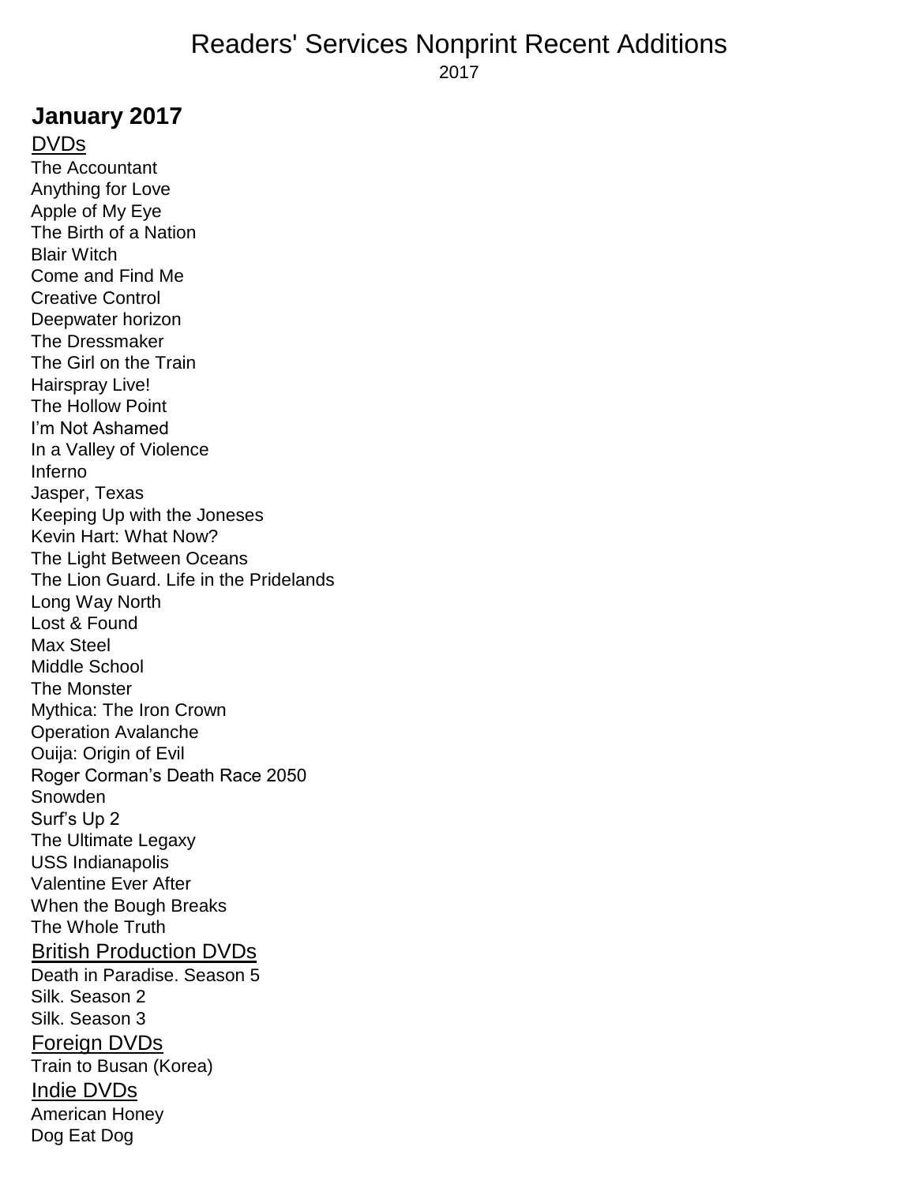# Readers' Services Nonprint Recent Additions

2017

## January 2017

### DVDs

The Accountant
Anything for Love
Apple of My Eye
The Birth of a Nation
Blair Witch
Come and Find Me
Creative Control
Deepwater horizon
The Dressmaker
The Girl on the Train
Hairspray Live!
The Hollow Point
I'm Not Ashamed
In a Valley of Violence
Inferno
Jasper, Texas
Keeping Up with the Joneses
Kevin Hart: What Now?
The Light Between Oceans
The Lion Guard. Life in the Pridelands
Long Way North
Lost & Found
Max Steel
Middle School
The Monster
Mythica: The Iron Crown
Operation Avalanche
Ouija: Origin of Evil
Roger Corman's Death Race 2050
Snowden
Surf's Up 2
The Ultimate Legaxy
USS Indianapolis
Valentine Ever After
When the Bough Breaks
The Whole Truth

### British Production DVDs

Death in Paradise. Season 5
Silk. Season 2
Silk. Season 3

### Foreign DVDs

Train to Busan (Korea)

### Indie DVDs

American Honey
Dog Eat Dog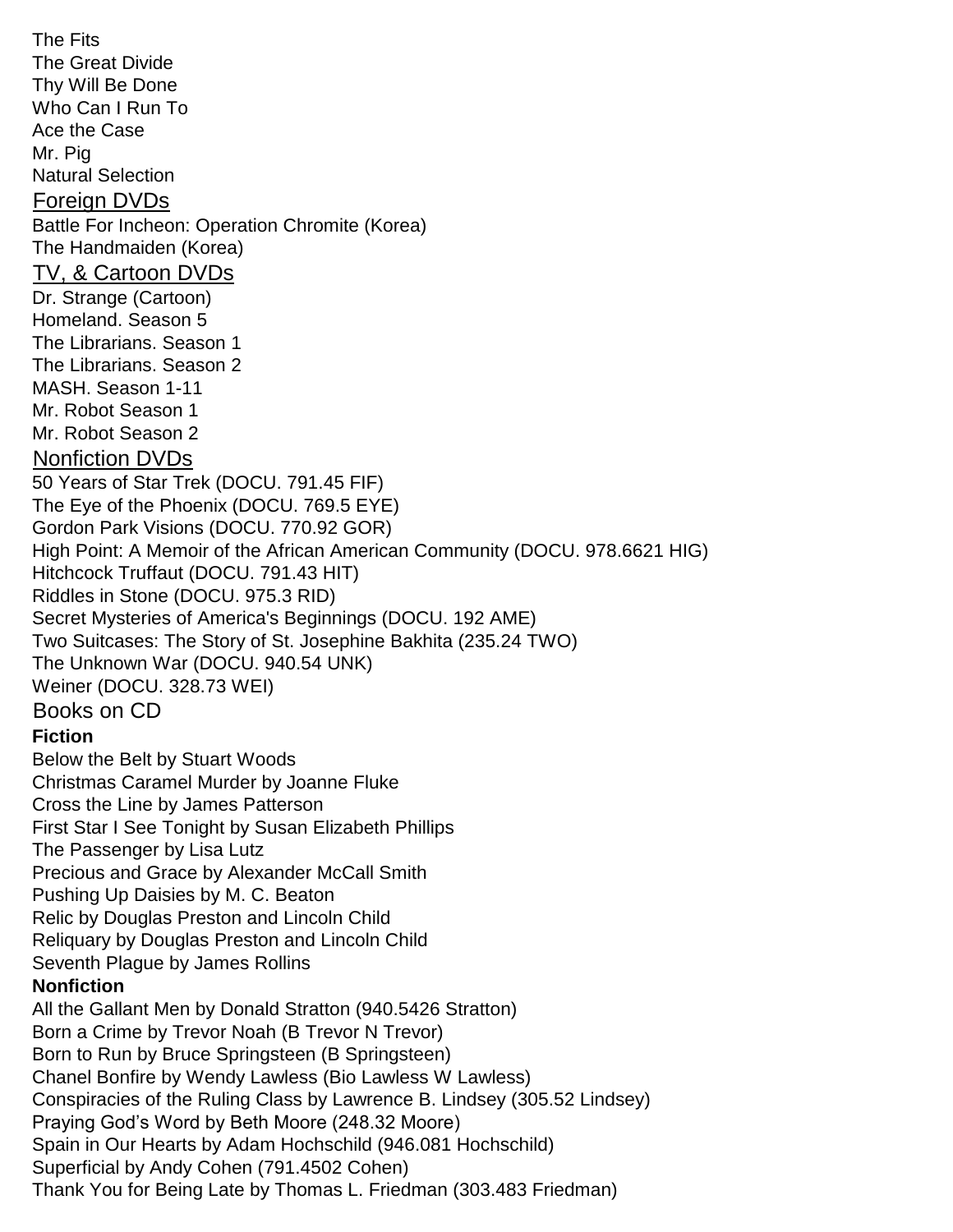The Fits
The Great Divide
Thy Will Be Done
Who Can I Run To
Ace the Case
Mr. Pig
Natural Selection

## Foreign DVDs

Battle For Incheon: Operation Chromite (Korea)
The Handmaiden (Korea)

## TV, & Cartoon DVDs

Dr. Strange (Cartoon)
Homeland. Season 5
The Librarians. Season 1
The Librarians. Season 2
MASH. Season 1-11
Mr. Robot Season 1
Mr. Robot Season 2

## Nonfiction DVDs

50 Years of Star Trek (DOCU. 791.45 FIF)
The Eye of the Phoenix (DOCU. 769.5 EYE)
Gordon Park Visions (DOCU. 770.92 GOR)
High Point: A Memoir of the African American Community (DOCU. 978.6621 HIG)
Hitchcock Truffaut (DOCU. 791.43 HIT)
Riddles in Stone (DOCU. 975.3 RID)
Secret Mysteries of America's Beginnings (DOCU. 192 AME)
Two Suitcases: The Story of St. Josephine Bakhita (235.24 TWO)
The Unknown War (DOCU. 940.54 UNK)
Weiner (DOCU. 328.73 WEI)

## Books on CD

### Fiction

Below the Belt by Stuart Woods
Christmas Caramel Murder by Joanne Fluke
Cross the Line by James Patterson
First Star I See Tonight by Susan Elizabeth Phillips
The Passenger by Lisa Lutz
Precious and Grace by Alexander McCall Smith
Pushing Up Daisies by M. C. Beaton
Relic by Douglas Preston and Lincoln Child
Reliquary by Douglas Preston and Lincoln Child
Seventh Plague by James Rollins

### Nonfiction

All the Gallant Men by Donald Stratton (940.5426 Stratton)
Born a Crime by Trevor Noah (B Trevor N Trevor)
Born to Run by Bruce Springsteen (B Springsteen)
Chanel Bonfire by Wendy Lawless (Bio Lawless W Lawless)
Conspiracies of the Ruling Class by Lawrence B. Lindsey (305.52 Lindsey)
Praying God's Word by Beth Moore (248.32 Moore)
Spain in Our Hearts by Adam Hochschild (946.081 Hochschild)
Superficial by Andy Cohen (791.4502 Cohen)
Thank You for Being Late by Thomas L. Friedman (303.483 Friedman)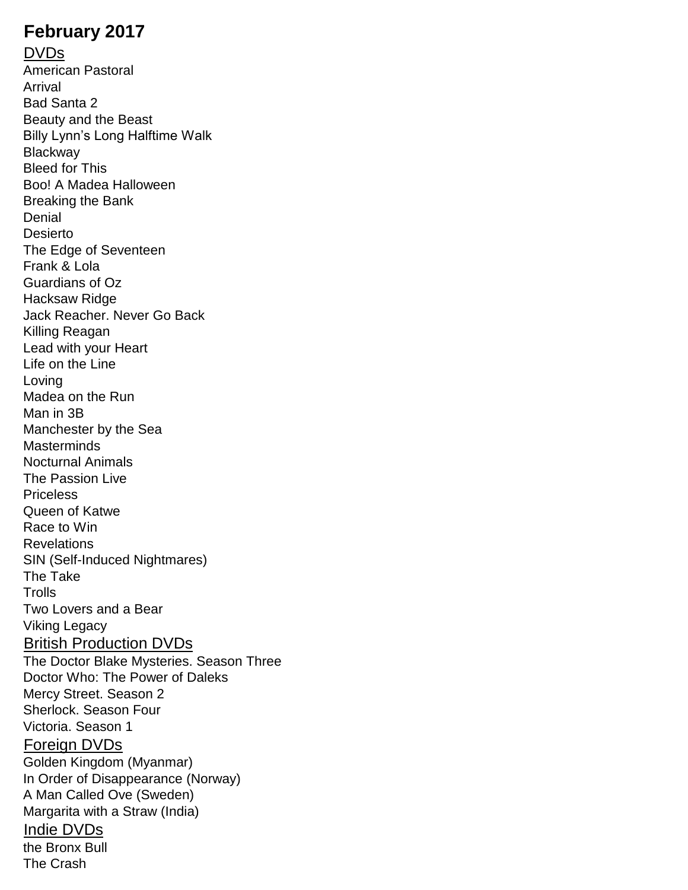# February 2017

## DVDs

American Pastoral
Arrival
Bad Santa 2
Beauty and the Beast
Billy Lynn's Long Halftime Walk
Blackway
Bleed for This
Boo! A Madea Halloween
Breaking the Bank
Denial
Desierto
The Edge of Seventeen
Frank & Lola
Guardians of Oz
Hacksaw Ridge
Jack Reacher. Never Go Back
Killing Reagan
Lead with your Heart
Life on the Line
Loving
Madea on the Run
Man in 3B
Manchester by the Sea
Masterminds
Nocturnal Animals
The Passion Live
Priceless
Queen of Katwe
Race to Win
Revelations
SIN (Self-Induced Nightmares)
The Take
Trolls
Two Lovers and a Bear
Viking Legacy

## British Production DVDs

The Doctor Blake Mysteries. Season Three
Doctor Who: The Power of Daleks
Mercy Street. Season 2
Sherlock. Season Four
Victoria. Season 1

## Foreign DVDs

Golden Kingdom (Myanmar)
In Order of Disappearance (Norway)
A Man Called Ove (Sweden)
Margarita with a Straw (India)

## Indie DVDs

the Bronx Bull
The Crash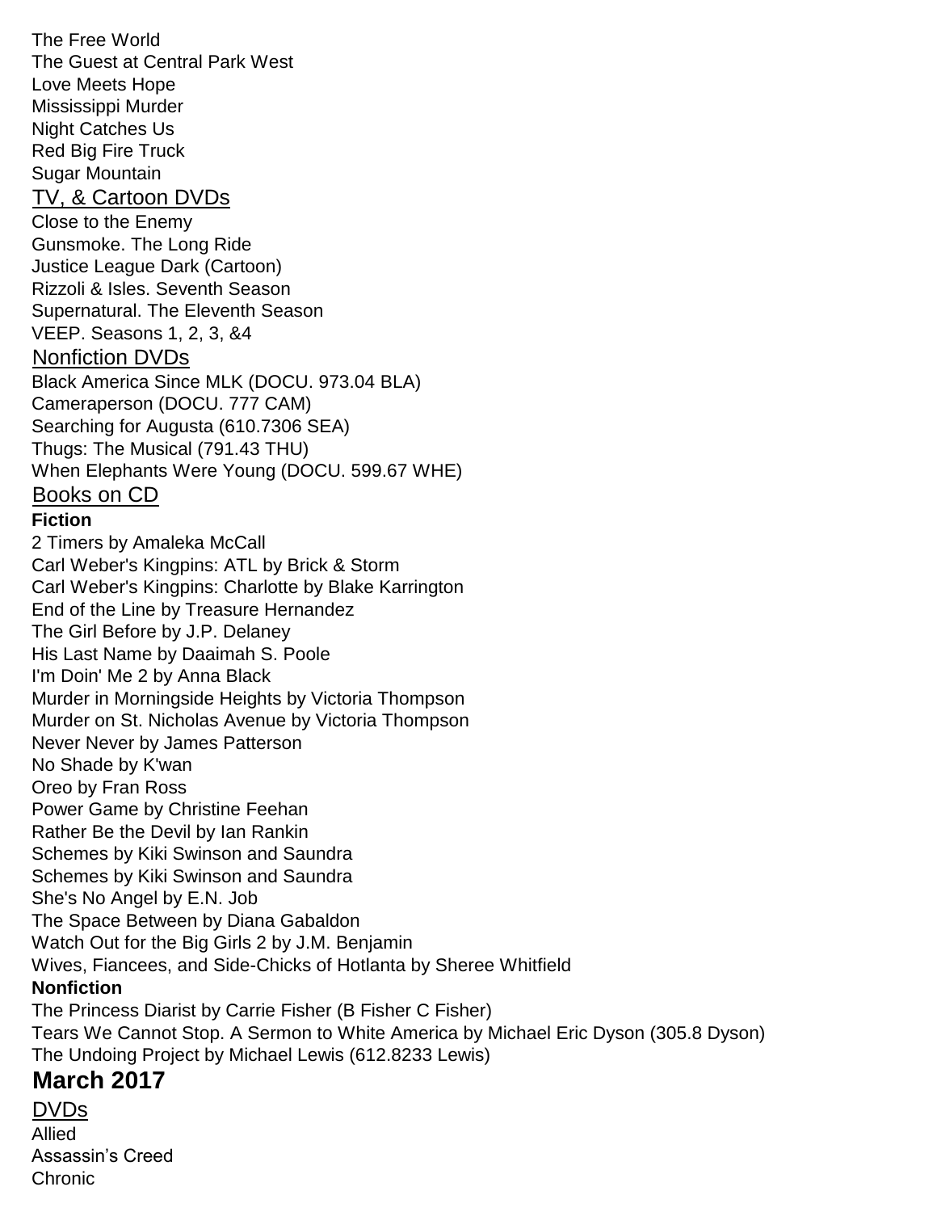The Free World
The Guest at Central Park West
Love Meets Hope
Mississippi Murder
Night Catches Us
Red Big Fire Truck
Sugar Mountain

### TV, & Cartoon DVDs

Close to the Enemy
Gunsmoke. The Long Ride
Justice League Dark (Cartoon)
Rizzoli & Isles. Seventh Season
Supernatural. The Eleventh Season
VEEP. Seasons 1, 2, 3, &4

### Nonfiction DVDs

Black America Since MLK (DOCU. 973.04 BLA)
Cameraperson (DOCU. 777 CAM)
Searching for Augusta (610.7306 SEA)
Thugs: The Musical (791.43 THU)
When Elephants Were Young (DOCU. 599.67 WHE)

### Books on CD

**Fiction**

2 Timers by Amaleka McCall
Carl Weber's Kingpins: ATL by Brick & Storm
Carl Weber's Kingpins: Charlotte by Blake Karrington
End of the Line by Treasure Hernandez
The Girl Before by J.P. Delaney
His Last Name by Daaimah S. Poole
I'm Doin' Me 2 by Anna Black
Murder in Morningside Heights by Victoria Thompson
Murder on St. Nicholas Avenue by Victoria Thompson
Never Never by James Patterson
No Shade by K'wan
Oreo by Fran Ross
Power Game by Christine Feehan
Rather Be the Devil by Ian Rankin
Schemes by Kiki Swinson and Saundra
Schemes by Kiki Swinson and Saundra
She's No Angel by E.N. Job
The Space Between by Diana Gabaldon
Watch Out for the Big Girls 2 by J.M. Benjamin
Wives, Fiancees, and Side-Chicks of Hotlanta by Sheree Whitfield

**Nonfiction**

The Princess Diarist by Carrie Fisher (B Fisher C Fisher)
Tears We Cannot Stop. A Sermon to White America by Michael Eric Dyson (305.8 Dyson)
The Undoing Project by Michael Lewis (612.8233 Lewis)

## March 2017

### DVDs

Allied
Assassin's Creed
Chronic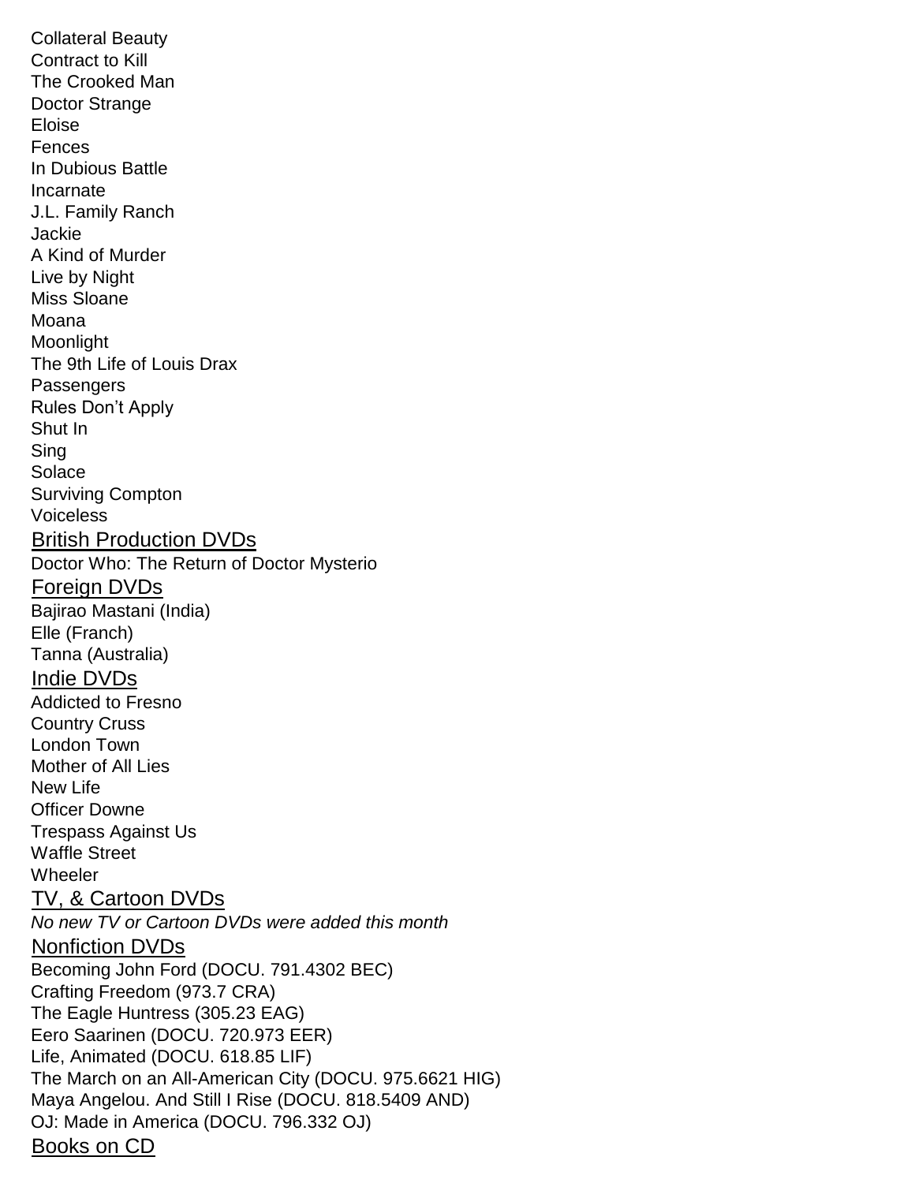Collateral Beauty
Contract to Kill
The Crooked Man
Doctor Strange
Eloise
Fences
In Dubious Battle
Incarnate
J.L. Family Ranch
Jackie
A Kind of Murder
Live by Night
Miss Sloane
Moana
Moonlight
The 9th Life of Louis Drax
Passengers
Rules Don't Apply
Shut In
Sing
Solace
Surviving Compton
Voiceless

## British Production DVDs

Doctor Who: The Return of Doctor Mysterio

## Foreign DVDs

Bajirao Mastani (India)
Elle (Franch)
Tanna (Australia)

## Indie DVDs

Addicted to Fresno
Country Cruss
London Town
Mother of All Lies
New Life
Officer Downe
Trespass Against Us
Waffle Street
Wheeler

## TV, & Cartoon DVDs

*No new TV or Cartoon DVDs were added this month*

## Nonfiction DVDs

Becoming John Ford (DOCU. 791.4302 BEC)
Crafting Freedom (973.7 CRA)
The Eagle Huntress (305.23 EAG)
Eero Saarinen (DOCU. 720.973 EER)
Life, Animated (DOCU. 618.85 LIF)
The March on an All-American City (DOCU. 975.6621 HIG)
Maya Angelou. And Still I Rise (DOCU. 818.5409 AND)
OJ: Made in America (DOCU. 796.332 OJ)

## Books on CD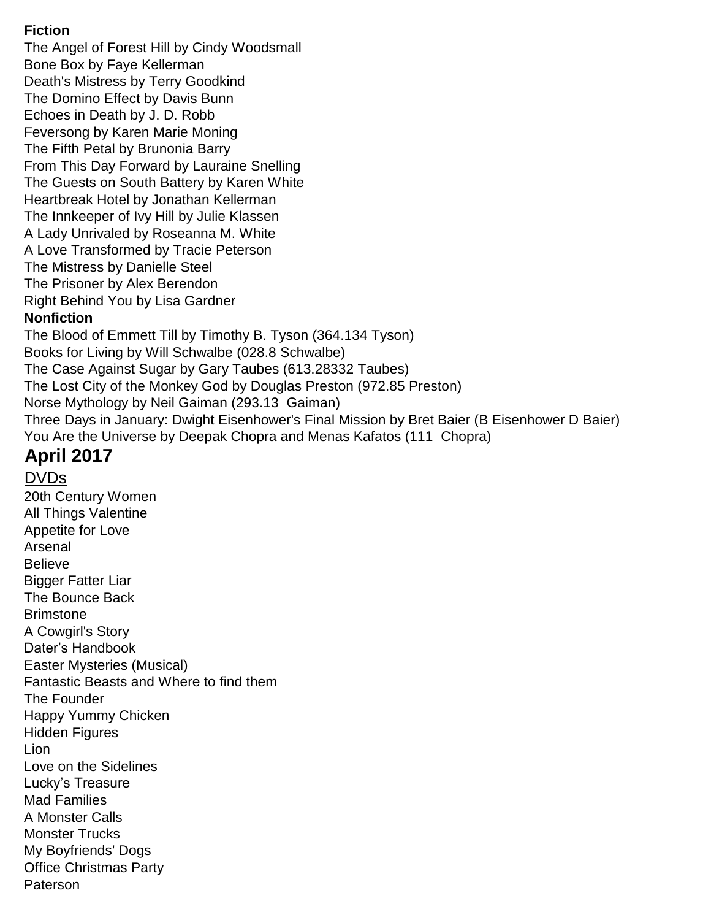**Fiction**

The Angel of Forest Hill by Cindy Woodsmall
Bone Box by Faye Kellerman
Death's Mistress by Terry Goodkind
The Domino Effect by Davis Bunn
Echoes in Death by J. D. Robb
Feversong by Karen Marie Moning
The Fifth Petal by Brunonia Barry
From This Day Forward by Lauraine Snelling
The Guests on South Battery by Karen White
Heartbreak Hotel by Jonathan Kellerman
The Innkeeper of Ivy Hill by Julie Klassen
A Lady Unrivaled by Roseanna M. White
A Love Transformed by Tracie Peterson
The Mistress by Danielle Steel
The Prisoner by Alex Berendon
Right Behind You by Lisa Gardner

**Nonfiction**

The Blood of Emmett Till by Timothy B. Tyson (364.134 Tyson)
Books for Living by Will Schwalbe (028.8 Schwalbe)
The Case Against Sugar by Gary Taubes (613.28332 Taubes)
The Lost City of the Monkey God by Douglas Preston (972.85 Preston)
Norse Mythology by Neil Gaiman (293.13 Gaiman)
Three Days in January: Dwight Eisenhower's Final Mission by Bret Baier (B Eisenhower D Baier)
You Are the Universe by Deepak Chopra and Menas Kafatos (111 Chopra)

## April 2017

DVDs

20th Century Women
All Things Valentine
Appetite for Love
Arsenal
Believe
Bigger Fatter Liar
The Bounce Back
Brimstone
A Cowgirl's Story
Dater's Handbook
Easter Mysteries (Musical)
Fantastic Beasts and Where to find them
The Founder
Happy Yummy Chicken
Hidden Figures
Lion
Love on the Sidelines
Lucky's Treasure
Mad Families
A Monster Calls
Monster Trucks
My Boyfriends' Dogs
Office Christmas Party
Paterson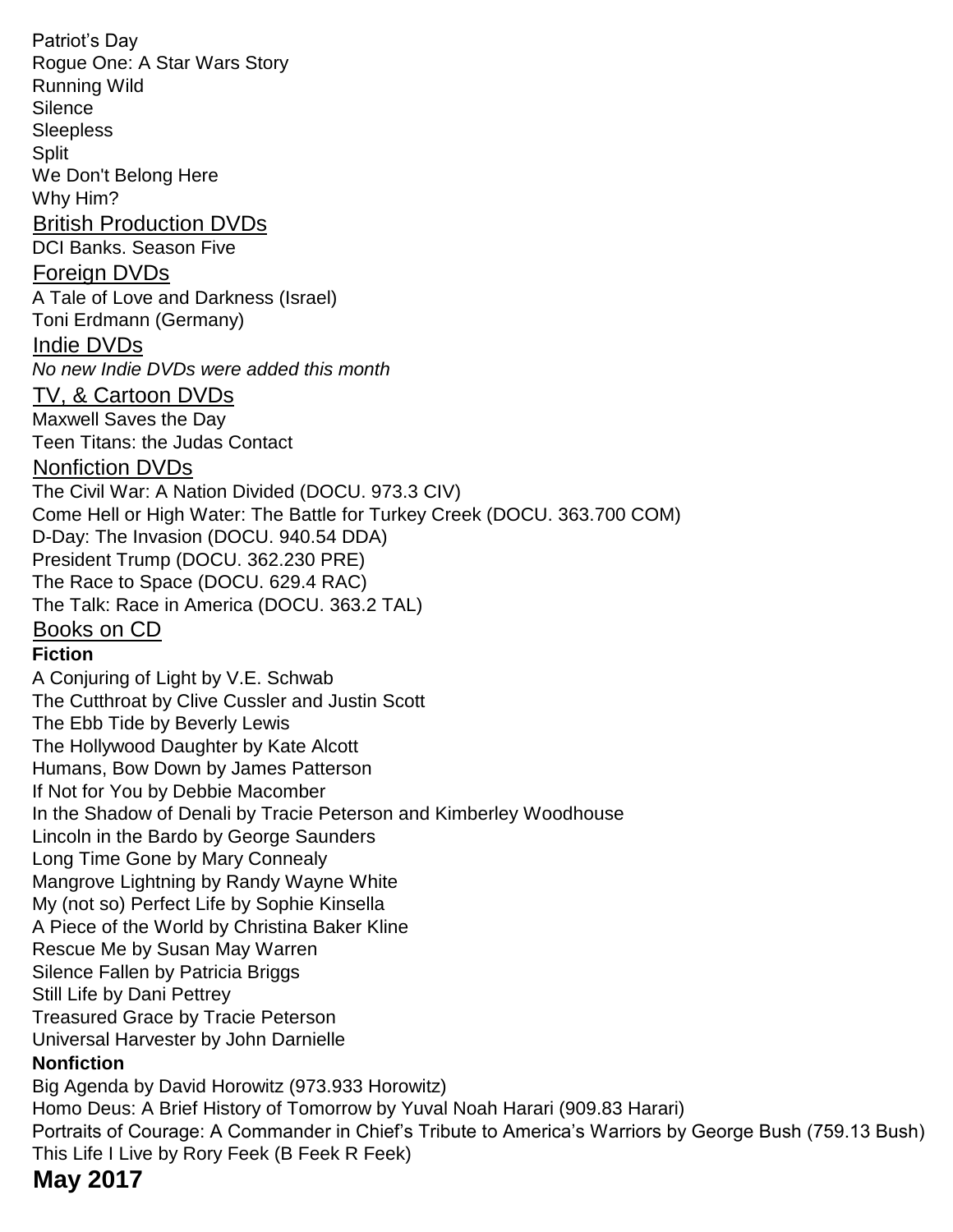Patriot's Day
Rogue One: A Star Wars Story
Running Wild
Silence
Sleepless
Split
We Don't Belong Here
Why Him?

## British Production DVDs

DCI Banks. Season Five

## Foreign DVDs

A Tale of Love and Darkness (Israel)
Toni Erdmann (Germany)

## Indie DVDs

*No new Indie DVDs were added this month*

## TV, & Cartoon DVDs

Maxwell Saves the Day
Teen Titans: the Judas Contact

## Nonfiction DVDs

The Civil War: A Nation Divided (DOCU. 973.3 CIV)
Come Hell or High Water: The Battle for Turkey Creek (DOCU. 363.700 COM)
D-Day: The Invasion (DOCU. 940.54 DDA)
President Trump (DOCU. 362.230 PRE)
The Race to Space (DOCU. 629.4 RAC)
The Talk: Race in America (DOCU. 363.2 TAL)

## Books on CD

**Fiction**

A Conjuring of Light by V.E. Schwab
The Cutthroat by Clive Cussler and Justin Scott
The Ebb Tide by Beverly Lewis
The Hollywood Daughter by Kate Alcott
Humans, Bow Down by James Patterson
If Not for You by Debbie Macomber
In the Shadow of Denali by Tracie Peterson and Kimberley Woodhouse
Lincoln in the Bardo by George Saunders
Long Time Gone by Mary Connealy
Mangrove Lightning by Randy Wayne White
My (not so) Perfect Life by Sophie Kinsella
A Piece of the World by Christina Baker Kline
Rescue Me by Susan May Warren
Silence Fallen by Patricia Briggs
Still Life by Dani Pettrey
Treasured Grace by Tracie Peterson
Universal Harvester by John Darnielle

**Nonfiction**

Big Agenda by David Horowitz (973.933 Horowitz)
Homo Deus: A Brief History of Tomorrow by Yuval Noah Harari (909.83 Harari)
Portraits of Courage: A Commander in Chief's Tribute to America's Warriors by George Bush (759.13 Bush)
This Life I Live by Rory Feek (B Feek R Feek)

**May 2017**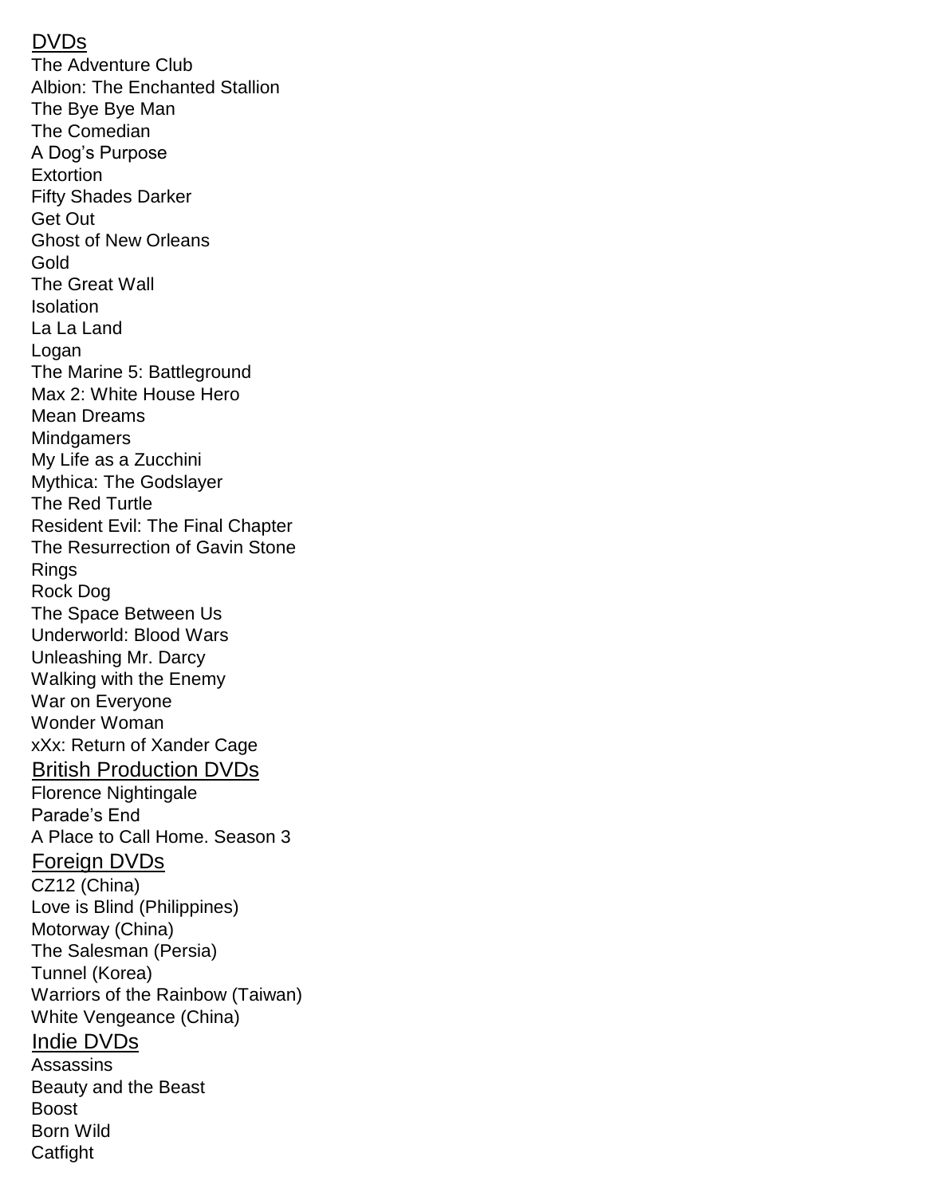## DVDs

The Adventure Club
Albion: The Enchanted Stallion
The Bye Bye Man
The Comedian
A Dog's Purpose
Extortion
Fifty Shades Darker
Get Out
Ghost of New Orleans
Gold
The Great Wall
Isolation
La La Land
Logan
The Marine 5: Battleground
Max 2: White House Hero
Mean Dreams
Mindgamers
My Life as a Zucchini
Mythica: The Godslayer
The Red Turtle
Resident Evil: The Final Chapter
The Resurrection of Gavin Stone
Rings
Rock Dog
The Space Between Us
Underworld: Blood Wars
Unleashing Mr. Darcy
Walking with the Enemy
War on Everyone
Wonder Woman
xXx: Return of Xander Cage

## British Production DVDs

Florence Nightingale
Parade's End
A Place to Call Home. Season 3

## Foreign DVDs

CZ12 (China)
Love is Blind (Philippines)
Motorway (China)
The Salesman (Persia)
Tunnel (Korea)
Warriors of the Rainbow (Taiwan)
White Vengeance (China)

## Indie DVDs

Assassins
Beauty and the Beast
Boost
Born Wild
Catfight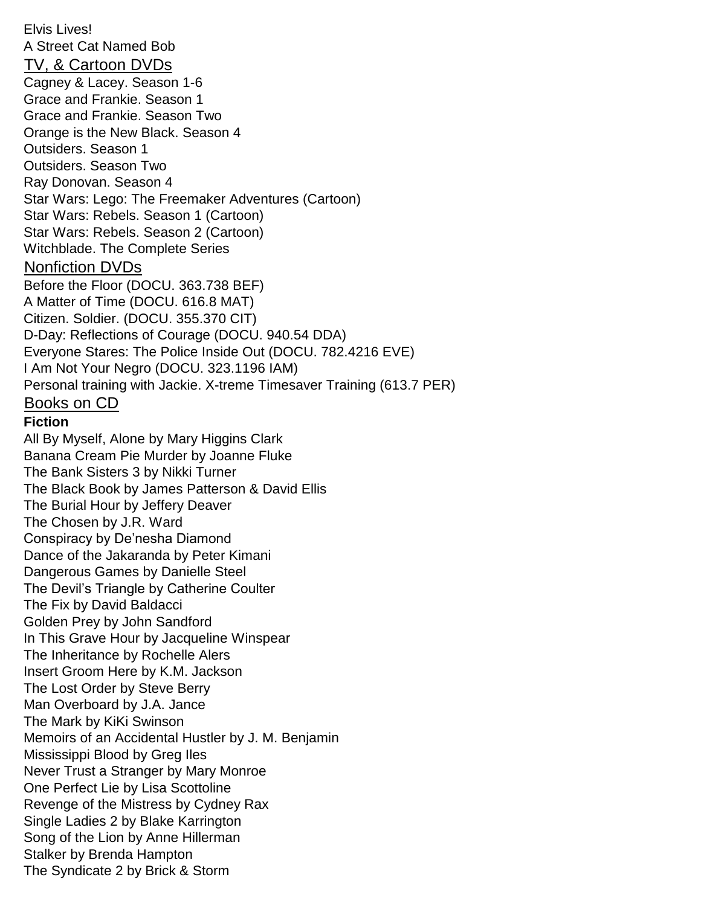Elvis Lives!
A Street Cat Named Bob

## TV, & Cartoon DVDs

Cagney & Lacey. Season 1-6
Grace and Frankie. Season 1
Grace and Frankie. Season Two
Orange is the New Black. Season 4
Outsiders. Season 1
Outsiders. Season Two
Ray Donovan. Season 4
Star Wars: Lego: The Freemaker Adventures (Cartoon)
Star Wars: Rebels. Season 1 (Cartoon)
Star Wars: Rebels. Season 2 (Cartoon)
Witchblade. The Complete Series

## Nonfiction DVDs

Before the Floor (DOCU. 363.738 BEF)
A Matter of Time (DOCU. 616.8 MAT)
Citizen. Soldier. (DOCU. 355.370 CIT)
D-Day: Reflections of Courage (DOCU. 940.54 DDA)
Everyone Stares: The Police Inside Out (DOCU. 782.4216 EVE)
I Am Not Your Negro (DOCU. 323.1196 IAM)
Personal training with Jackie. X-treme Timesaver Training (613.7 PER)

## Books on CD

**Fiction**

All By Myself, Alone by Mary Higgins Clark
Banana Cream Pie Murder by Joanne Fluke
The Bank Sisters 3 by Nikki Turner
The Black Book by James Patterson & David Ellis
The Burial Hour by Jeffery Deaver
The Chosen by J.R. Ward
Conspiracy by De'nesha Diamond
Dance of the Jakaranda by Peter Kimani
Dangerous Games by Danielle Steel
The Devil's Triangle by Catherine Coulter
The Fix by David Baldacci
Golden Prey by John Sandford
In This Grave Hour by Jacqueline Winspear
The Inheritance by Rochelle Alers
Insert Groom Here by K.M. Jackson
The Lost Order by Steve Berry
Man Overboard by J.A. Jance
The Mark by KiKi Swinson
Memoirs of an Accidental Hustler by J. M. Benjamin
Mississippi Blood by Greg Iles
Never Trust a Stranger by Mary Monroe
One Perfect Lie by Lisa Scottoline
Revenge of the Mistress by Cydney Rax
Single Ladies 2 by Blake Karrington
Song of the Lion by Anne Hillerman
Stalker by Brenda Hampton
The Syndicate 2 by Brick & Storm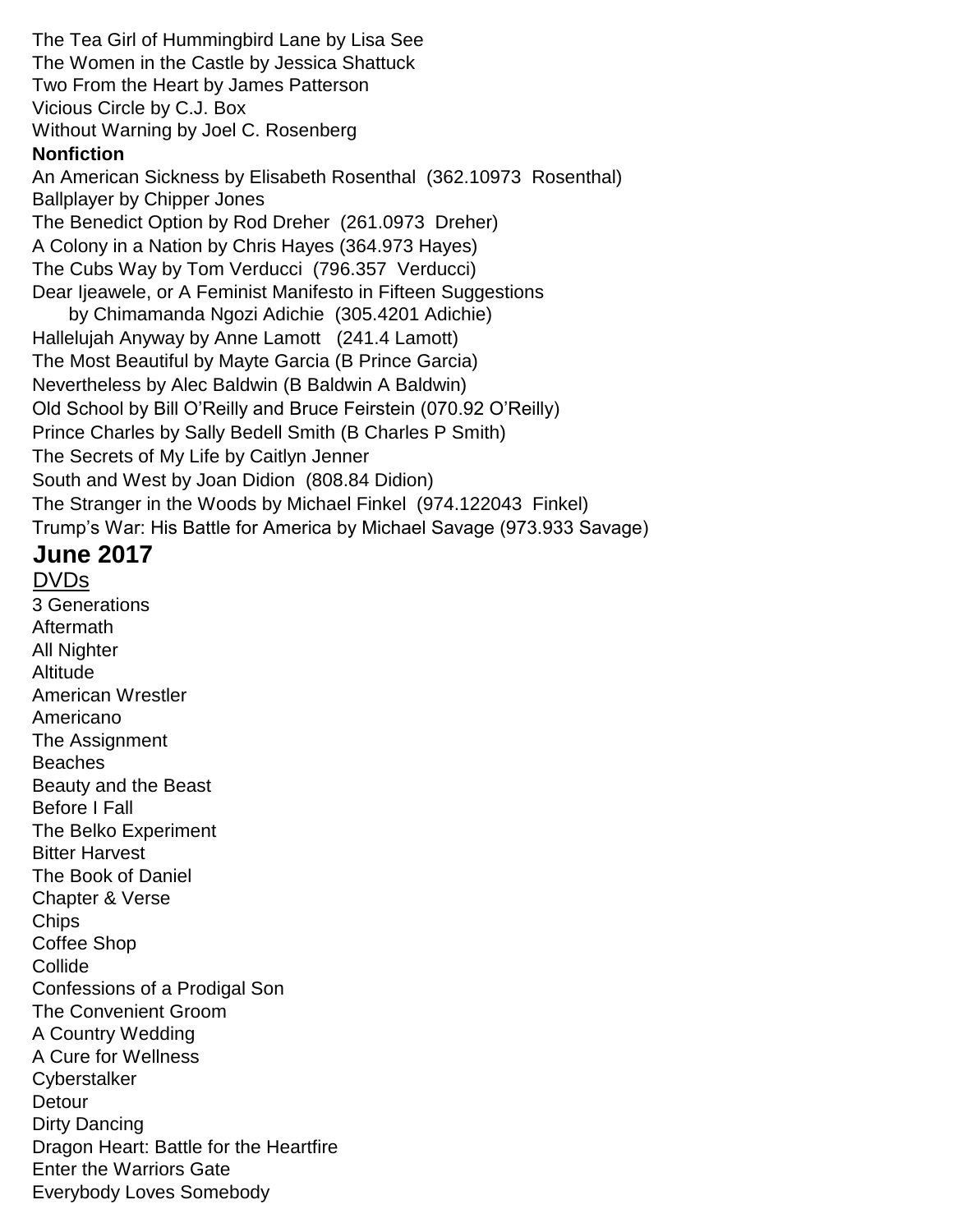The Tea Girl of Hummingbird Lane by Lisa See
The Women in the Castle by Jessica Shattuck
Two From the Heart by James Patterson
Vicious Circle by C.J. Box
Without Warning by Joel C. Rosenberg

**Nonfiction**

An American Sickness by Elisabeth Rosenthal (362.10973 Rosenthal)
Ballplayer by Chipper Jones
The Benedict Option by Rod Dreher (261.0973 Dreher)
A Colony in a Nation by Chris Hayes (364.973 Hayes)
The Cubs Way by Tom Verducci (796.357 Verducci)
Dear Ijeawele, or A Feminist Manifesto in Fifteen Suggestions
by Chimamanda Ngozi Adichie (305.4201 Adichie)
Hallelujah Anyway by Anne Lamott (241.4 Lamott)
The Most Beautiful by Mayte Garcia (B Prince Garcia)
Nevertheless by Alec Baldwin (B Baldwin A Baldwin)
Old School by Bill O'Reilly and Bruce Feirstein (070.92 O'Reilly)
Prince Charles by Sally Bedell Smith (B Charles P Smith)
The Secrets of My Life by Caitlyn Jenner
South and West by Joan Didion (808.84 Didion)
The Stranger in the Woods by Michael Finkel (974.122043 Finkel)
Trump's War: His Battle for America by Michael Savage (973.933 Savage)

## June 2017

DVDs

3 Generations
Aftermath
All Nighter
Altitude
American Wrestler
Americano
The Assignment
Beaches
Beauty and the Beast
Before I Fall
The Belko Experiment
Bitter Harvest
The Book of Daniel
Chapter & Verse
Chips
Coffee Shop
Collide
Confessions of a Prodigal Son
The Convenient Groom
A Country Wedding
A Cure for Wellness
Cyberstalker
Detour
Dirty Dancing
Dragon Heart: Battle for the Heartfire
Enter the Warriors Gate
Everybody Loves Somebody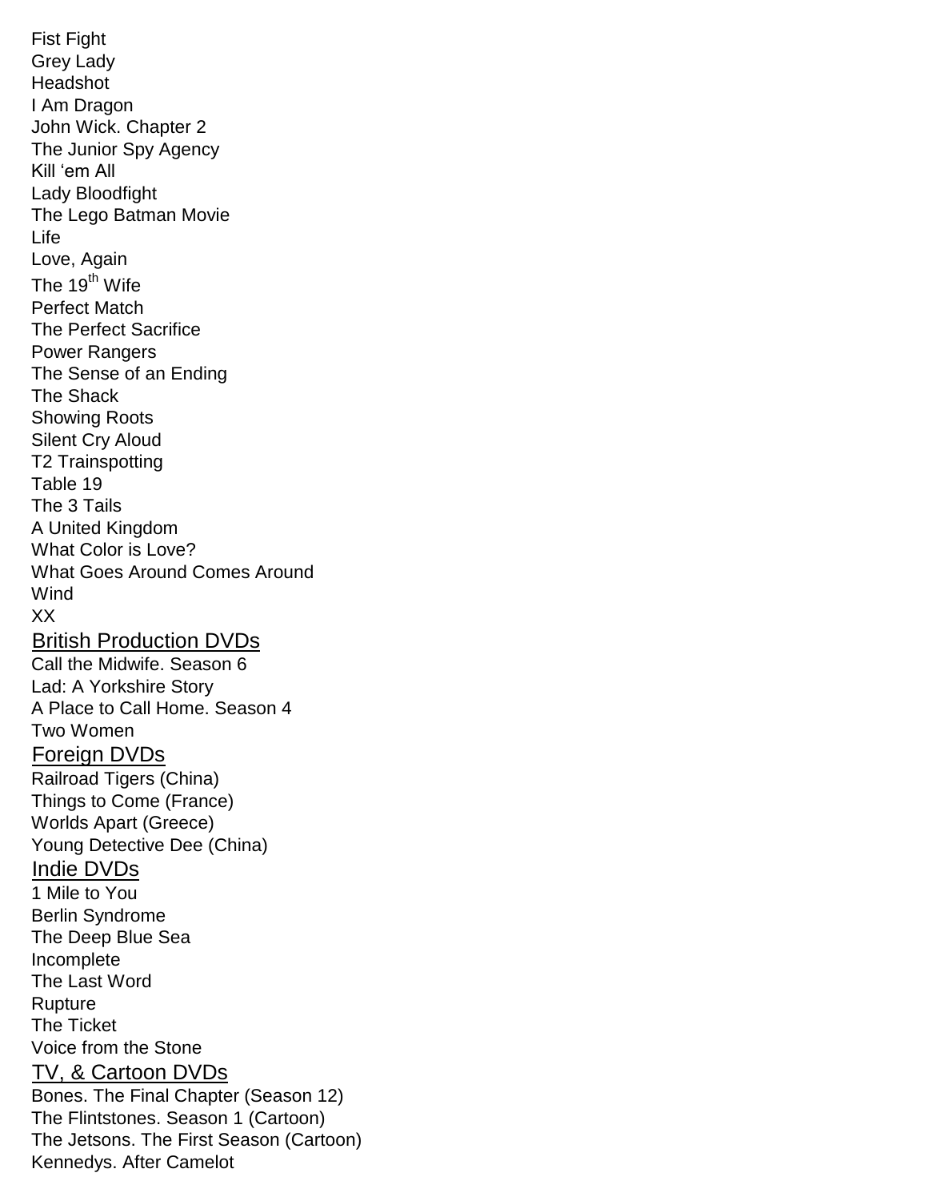Fist Fight
Grey Lady
Headshot
I Am Dragon
John Wick. Chapter 2
The Junior Spy Agency
Kill 'em All
Lady Bloodfight
The Lego Batman Movie
Life
Love, Again
The 19th Wife
Perfect Match
The Perfect Sacrifice
Power Rangers
The Sense of an Ending
The Shack
Showing Roots
Silent Cry Aloud
T2 Trainspotting
Table 19
The 3 Tails
A United Kingdom
What Color is Love?
What Goes Around Comes Around
Wind
XX

## British Production DVDs

Call the Midwife. Season 6
Lad: A Yorkshire Story
A Place to Call Home. Season 4
Two Women

## Foreign DVDs

Railroad Tigers (China)
Things to Come (France)
Worlds Apart (Greece)
Young Detective Dee (China)

## Indie DVDs

1 Mile to You
Berlin Syndrome
The Deep Blue Sea
Incomplete
The Last Word
Rupture
The Ticket
Voice from the Stone

## TV, & Cartoon DVDs

Bones. The Final Chapter (Season 12)
The Flintstones. Season 1 (Cartoon)
The Jetsons. The First Season (Cartoon)
Kennedys. After Camelot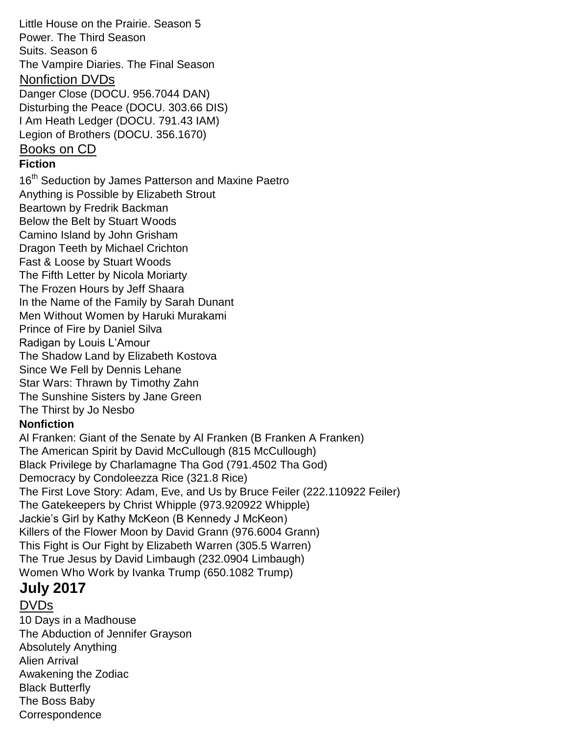Little House on the Prairie. Season 5
Power. The Third Season
Suits. Season 6
The Vampire Diaries. The Final Season

## Nonfiction DVDs

Danger Close (DOCU. 956.7044 DAN)
Disturbing the Peace (DOCU. 303.66 DIS)
I Am Heath Ledger (DOCU. 791.43 IAM)
Legion of Brothers (DOCU. 356.1670)

## Books on CD

**Fiction**

16th Seduction by James Patterson and Maxine Paetro
Anything is Possible by Elizabeth Strout
Beartown by Fredrik Backman
Below the Belt by Stuart Woods
Camino Island by John Grisham
Dragon Teeth by Michael Crichton
Fast & Loose by Stuart Woods
The Fifth Letter by Nicola Moriarty
The Frozen Hours by Jeff Shaara
In the Name of the Family by Sarah Dunant
Men Without Women by Haruki Murakami
Prince of Fire by Daniel Silva
Radigan by Louis L'Amour
The Shadow Land by Elizabeth Kostova
Since We Fell by Dennis Lehane
Star Wars: Thrawn by Timothy Zahn
The Sunshine Sisters by Jane Green
The Thirst by Jo Nesbo

**Nonfiction**

Al Franken: Giant of the Senate by Al Franken (B Franken A Franken)
The American Spirit by David McCullough (815 McCullough)
Black Privilege by Charlamagne Tha God (791.4502 Tha God)
Democracy by Condoleezza Rice (321.8 Rice)
The First Love Story: Adam, Eve, and Us by Bruce Feiler (222.110922 Feiler)
The Gatekeepers by Christ Whipple (973.920922 Whipple)
Jackie's Girl by Kathy McKeon (B Kennedy J McKeon)
Killers of the Flower Moon by David Grann (976.6004 Grann)
This Fight is Our Fight by Elizabeth Warren (305.5 Warren)
The True Jesus by David Limbaugh (232.0904 Limbaugh)
Women Who Work by Ivanka Trump (650.1082 Trump)

# July 2017

## DVDs

10 Days in a Madhouse
The Abduction of Jennifer Grayson
Absolutely Anything
Alien Arrival
Awakening the Zodiac
Black Butterfly
The Boss Baby
Correspondence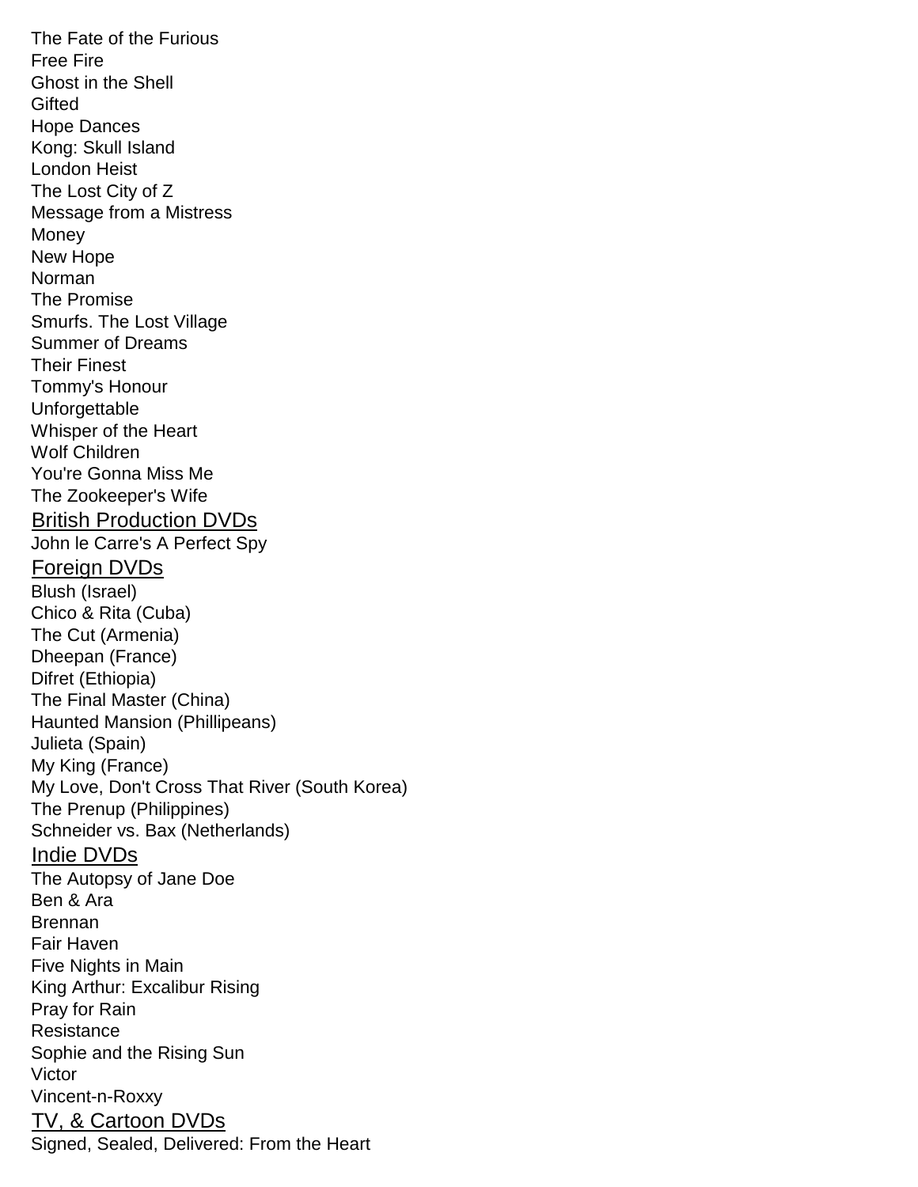The Fate of the Furious
Free Fire
Ghost in the Shell
Gifted
Hope Dances
Kong: Skull Island
London Heist
The Lost City of Z
Message from a Mistress
Money
New Hope
Norman
The Promise
Smurfs. The Lost Village
Summer of Dreams
Their Finest
Tommy's Honour
Unforgettable
Whisper of the Heart
Wolf Children
You're Gonna Miss Me
The Zookeeper's Wife

## British Production DVDs

John le Carre's A Perfect Spy

## Foreign DVDs

Blush (Israel)
Chico & Rita (Cuba)
The Cut (Armenia)
Dheepan (France)
Difret (Ethiopia)
The Final Master (China)
Haunted Mansion (Phillipeans)
Julieta (Spain)
My King (France)
My Love, Don't Cross That River (South Korea)
The Prenup (Philippines)
Schneider vs. Bax (Netherlands)

## Indie DVDs

The Autopsy of Jane Doe
Ben & Ara
Brennan
Fair Haven
Five Nights in Main
King Arthur: Excalibur Rising
Pray for Rain
Resistance
Sophie and the Rising Sun
Victor
Vincent-n-Roxxy

## TV, & Cartoon DVDs

Signed, Sealed, Delivered: From the Heart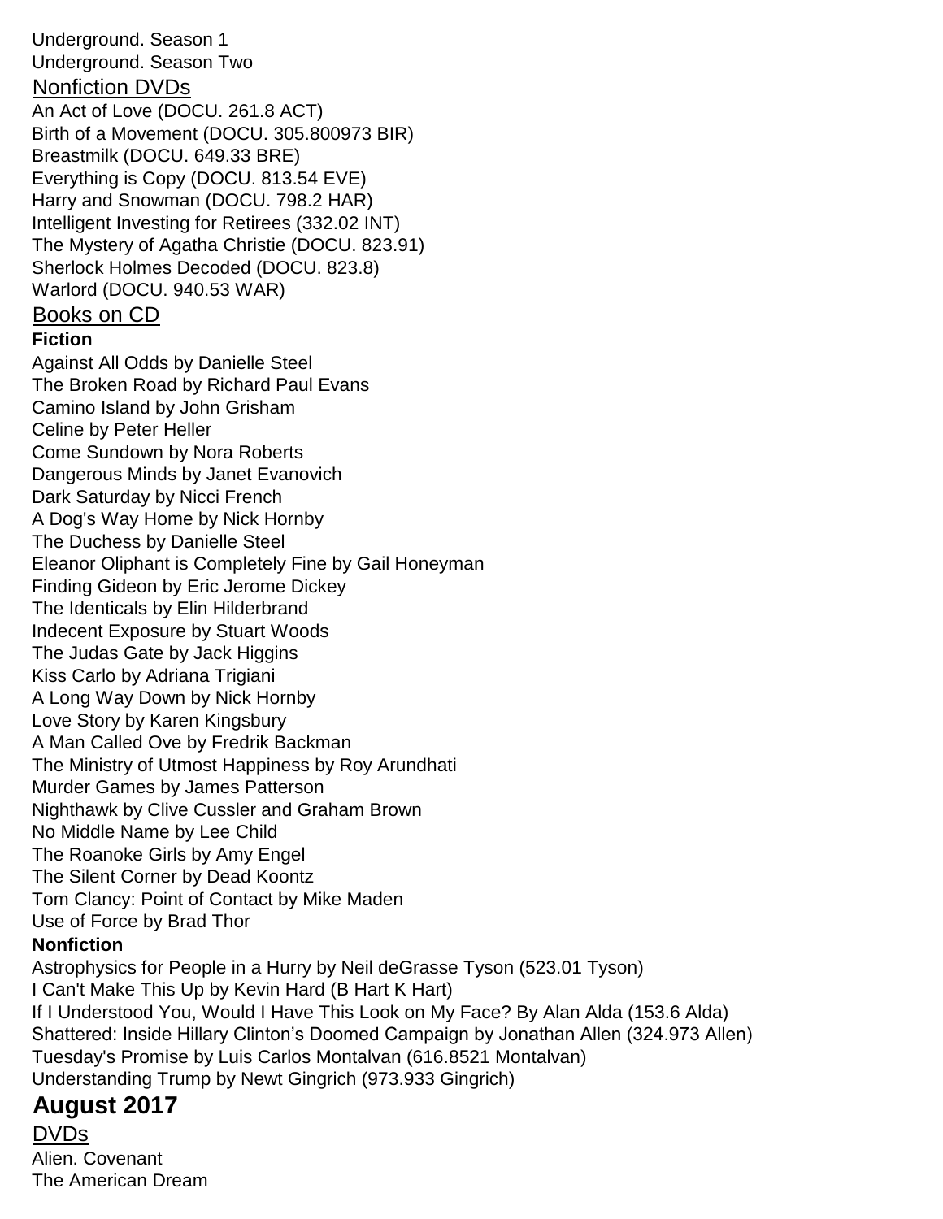Underground. Season 1
Underground. Season Two

## Nonfiction DVDs

An Act of Love (DOCU. 261.8 ACT)
Birth of a Movement (DOCU. 305.800973 BIR)
Breastmilk (DOCU. 649.33 BRE)
Everything is Copy (DOCU. 813.54 EVE)
Harry and Snowman (DOCU. 798.2 HAR)
Intelligent Investing for Retirees (332.02 INT)
The Mystery of Agatha Christie (DOCU. 823.91)
Sherlock Holmes Decoded (DOCU. 823.8)
Warlord (DOCU. 940.53 WAR)

## Books on CD

**Fiction**

Against All Odds by Danielle Steel
The Broken Road by Richard Paul Evans
Camino Island by John Grisham
Celine by Peter Heller
Come Sundown by Nora Roberts
Dangerous Minds by Janet Evanovich
Dark Saturday by Nicci French
A Dog's Way Home by Nick Hornby
The Duchess by Danielle Steel
Eleanor Oliphant is Completely Fine by Gail Honeyman
Finding Gideon by Eric Jerome Dickey
The Identicals by Elin Hilderbrand
Indecent Exposure by Stuart Woods
The Judas Gate by Jack Higgins
Kiss Carlo by Adriana Trigiani
A Long Way Down by Nick Hornby
Love Story by Karen Kingsbury
A Man Called Ove by Fredrik Backman
The Ministry of Utmost Happiness by Roy Arundhati
Murder Games by James Patterson
Nighthawk by Clive Cussler and Graham Brown
No Middle Name by Lee Child
The Roanoke Girls by Amy Engel
The Silent Corner by Dead Koontz
Tom Clancy: Point of Contact by Mike Maden
Use of Force by Brad Thor

**Nonfiction**

Astrophysics for People in a Hurry by Neil deGrasse Tyson (523.01 Tyson)
I Can't Make This Up by Kevin Hard (B Hart K Hart)
If I Understood You, Would I Have This Look on My Face? By Alan Alda (153.6 Alda)
Shattered: Inside Hillary Clinton's Doomed Campaign by Jonathan Allen (324.973 Allen)
Tuesday's Promise by Luis Carlos Montalvan (616.8521 Montalvan)
Understanding Trump by Newt Gingrich (973.933 Gingrich)

# August 2017

## DVDs

Alien. Covenant
The American Dream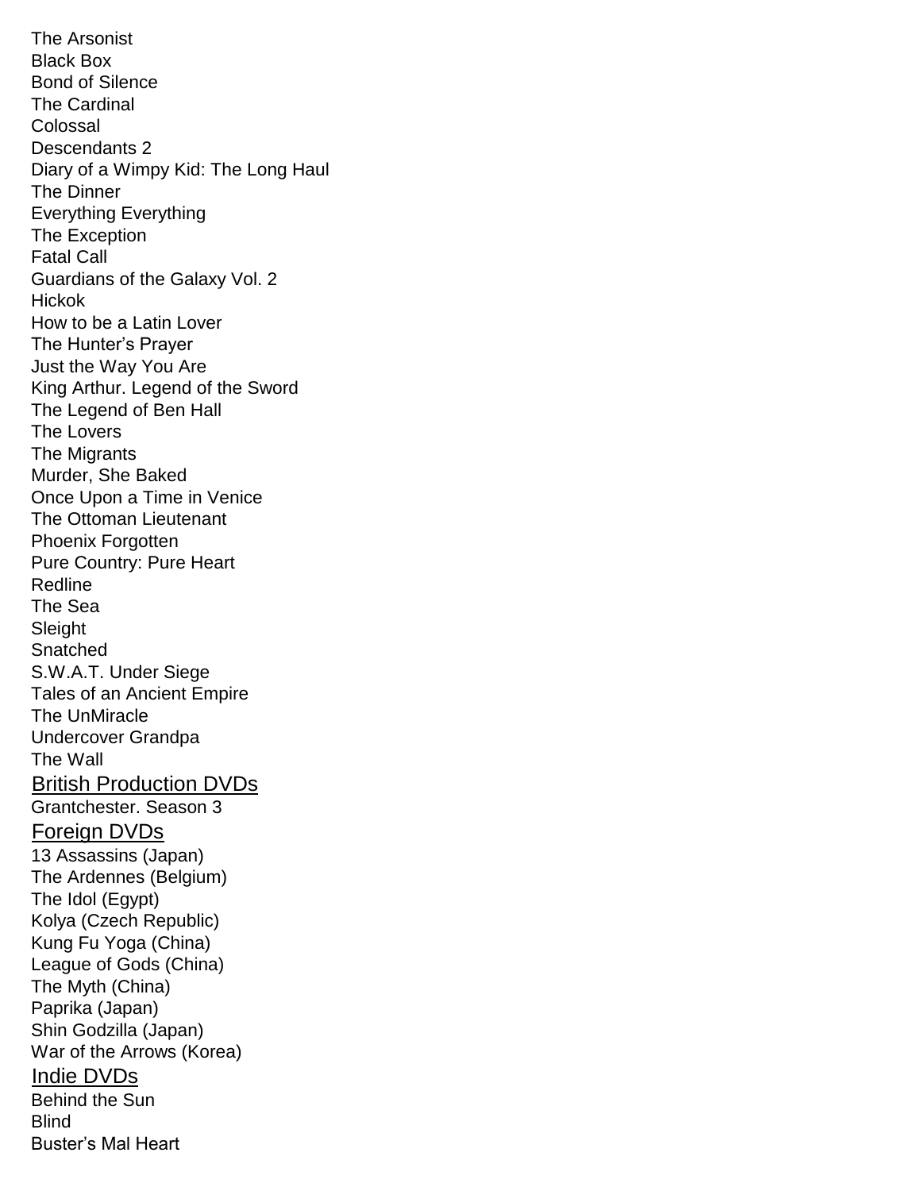The Arsonist
Black Box
Bond of Silence
The Cardinal
Colossal
Descendants 2
Diary of a Wimpy Kid: The Long Haul
The Dinner
Everything Everything
The Exception
Fatal Call
Guardians of the Galaxy Vol. 2
Hickok
How to be a Latin Lover
The Hunter's Prayer
Just the Way You Are
King Arthur. Legend of the Sword
The Legend of Ben Hall
The Lovers
The Migrants
Murder, She Baked
Once Upon a Time in Venice
The Ottoman Lieutenant
Phoenix Forgotten
Pure Country: Pure Heart
Redline
The Sea
Sleight
Snatched
S.W.A.T. Under Siege
Tales of an Ancient Empire
The UnMiracle
Undercover Grandpa
The Wall

## British Production DVDs

Grantchester. Season 3

## Foreign DVDs

13 Assassins (Japan)
The Ardennes (Belgium)
The Idol (Egypt)
Kolya (Czech Republic)
Kung Fu Yoga (China)
League of Gods (China)
The Myth (China)
Paprika (Japan)
Shin Godzilla (Japan)
War of the Arrows (Korea)

## Indie DVDs

Behind the Sun
Blind
Buster's Mal Heart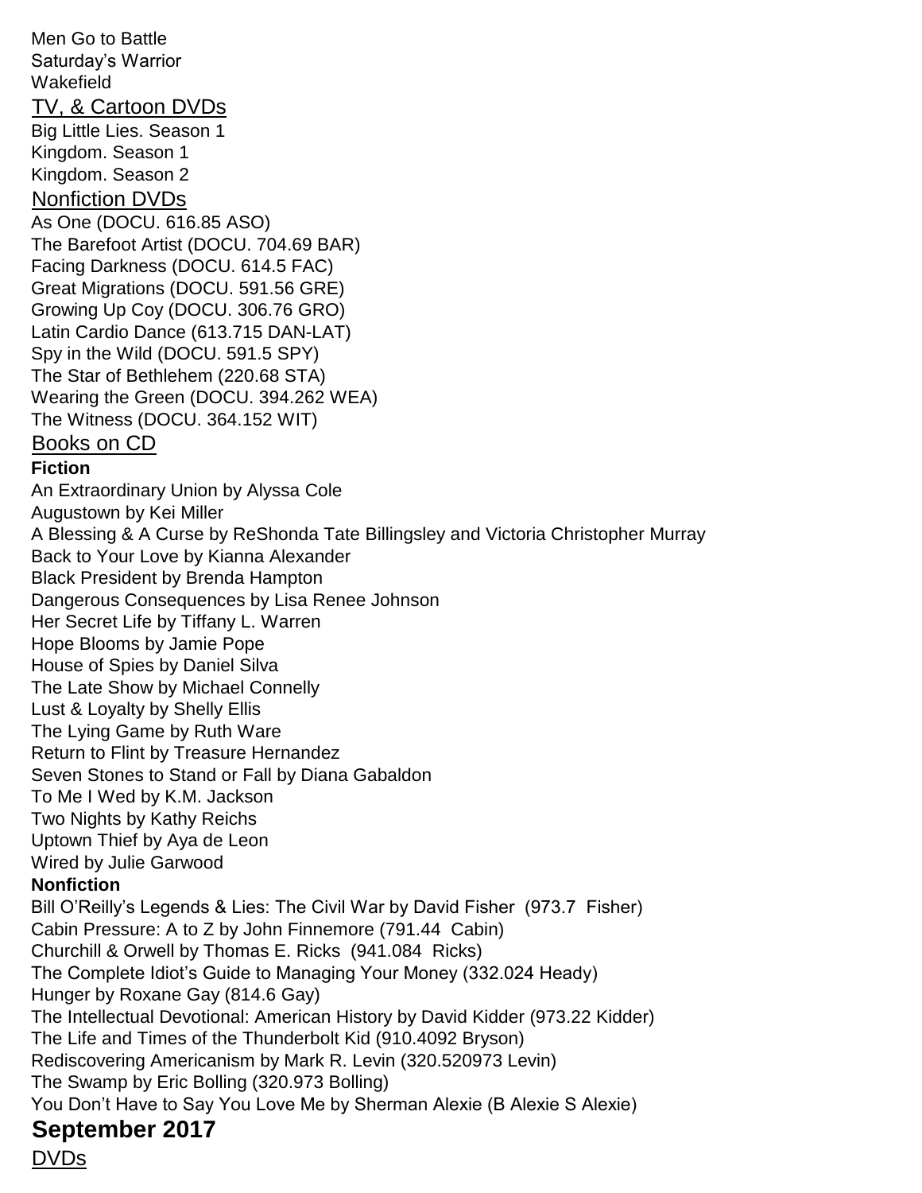Men Go to Battle
Saturday's Warrior
Wakefield

## TV, & Cartoon DVDs

Big Little Lies. Season 1
Kingdom. Season 1
Kingdom. Season 2

## Nonfiction DVDs

As One (DOCU. 616.85 ASO)
The Barefoot Artist (DOCU. 704.69 BAR)
Facing Darkness (DOCU. 614.5 FAC)
Great Migrations (DOCU. 591.56 GRE)
Growing Up Coy (DOCU. 306.76 GRO)
Latin Cardio Dance (613.715 DAN-LAT)
Spy in the Wild (DOCU. 591.5 SPY)
The Star of Bethlehem (220.68 STA)
Wearing the Green (DOCU. 394.262 WEA)
The Witness (DOCU. 364.152 WIT)

## Books on CD

**Fiction**

An Extraordinary Union by Alyssa Cole
Augustown by Kei Miller
A Blessing & A Curse by ReShonda Tate Billingsley and Victoria Christopher Murray
Back to Your Love by Kianna Alexander
Black President by Brenda Hampton
Dangerous Consequences by Lisa Renee Johnson
Her Secret Life by Tiffany L. Warren
Hope Blooms by Jamie Pope
House of Spies by Daniel Silva
The Late Show by Michael Connelly
Lust & Loyalty by Shelly Ellis
The Lying Game by Ruth Ware
Return to Flint by Treasure Hernandez
Seven Stones to Stand or Fall by Diana Gabaldon
To Me I Wed by K.M. Jackson
Two Nights by Kathy Reichs
Uptown Thief by Aya de Leon
Wired by Julie Garwood

**Nonfiction**

Bill O'Reilly's Legends & Lies: The Civil War by David Fisher (973.7 Fisher)
Cabin Pressure: A to Z by John Finnemore (791.44 Cabin)
Churchill & Orwell by Thomas E. Ricks (941.084 Ricks)
The Complete Idiot's Guide to Managing Your Money (332.024 Heady)
Hunger by Roxane Gay (814.6 Gay)
The Intellectual Devotional: American History by David Kidder (973.22 Kidder)
The Life and Times of the Thunderbolt Kid (910.4092 Bryson)
Rediscovering Americanism by Mark R. Levin (320.520973 Levin)
The Swamp by Eric Bolling (320.973 Bolling)
You Don't Have to Say You Love Me by Sherman Alexie (B Alexie S Alexie)

# September 2017

## DVDs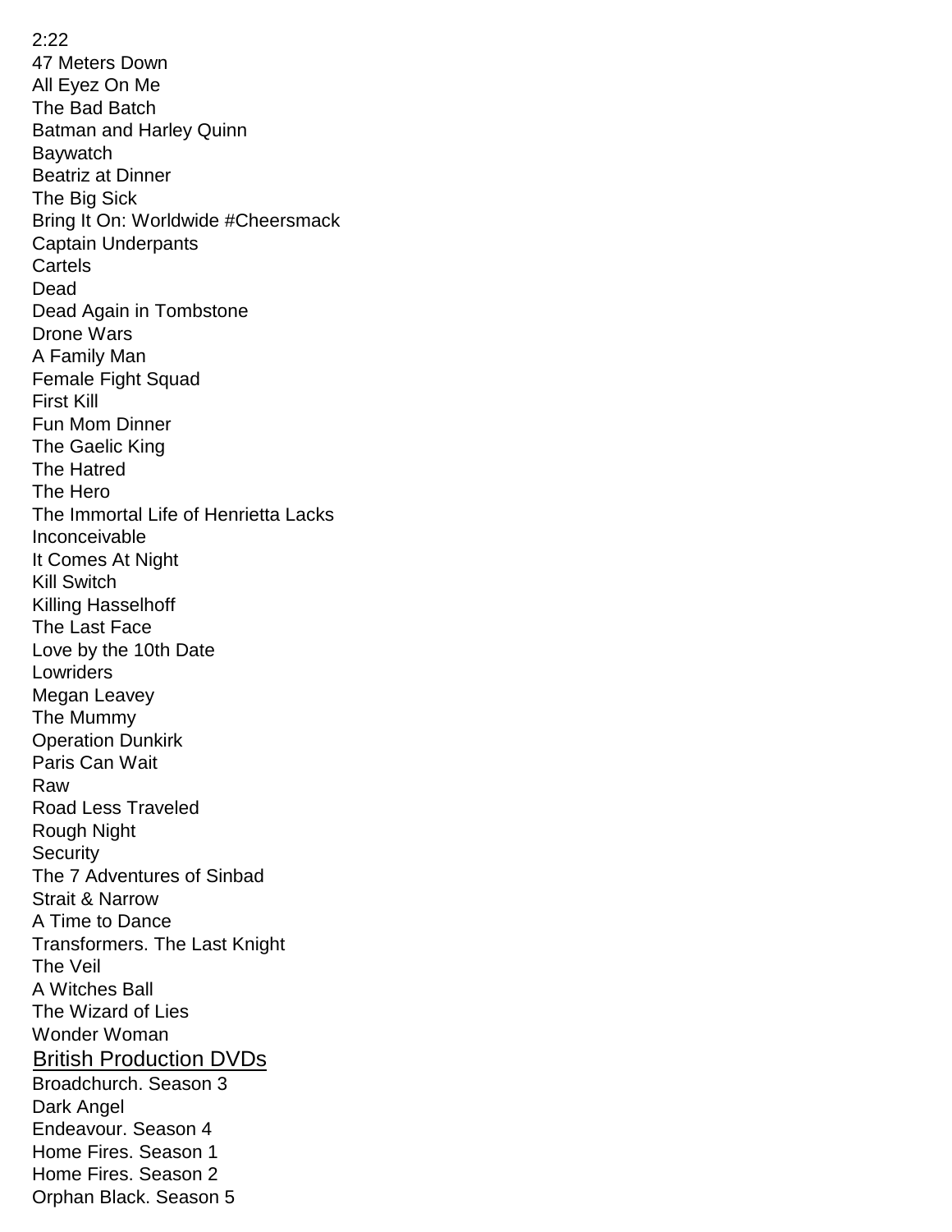2:22
47 Meters Down
All Eyez On Me
The Bad Batch
Batman and Harley Quinn
Baywatch
Beatriz at Dinner
The Big Sick
Bring It On: Worldwide #Cheersmack
Captain Underpants
Cartels
Dead
Dead Again in Tombstone
Drone Wars
A Family Man
Female Fight Squad
First Kill
Fun Mom Dinner
The Gaelic King
The Hatred
The Hero
The Immortal Life of Henrietta Lacks
Inconceivable
It Comes At Night
Kill Switch
Killing Hasselhoff
The Last Face
Love by the 10th Date
Lowriders
Megan Leavey
The Mummy
Operation Dunkirk
Paris Can Wait
Raw
Road Less Traveled
Rough Night
Security
The 7 Adventures of Sinbad
Strait & Narrow
A Time to Dance
Transformers. The Last Knight
The Veil
A Witches Ball
The Wizard of Lies
Wonder Woman

## British Production DVDs

Broadchurch. Season 3
Dark Angel
Endeavour. Season 4
Home Fires. Season 1
Home Fires. Season 2
Orphan Black. Season 5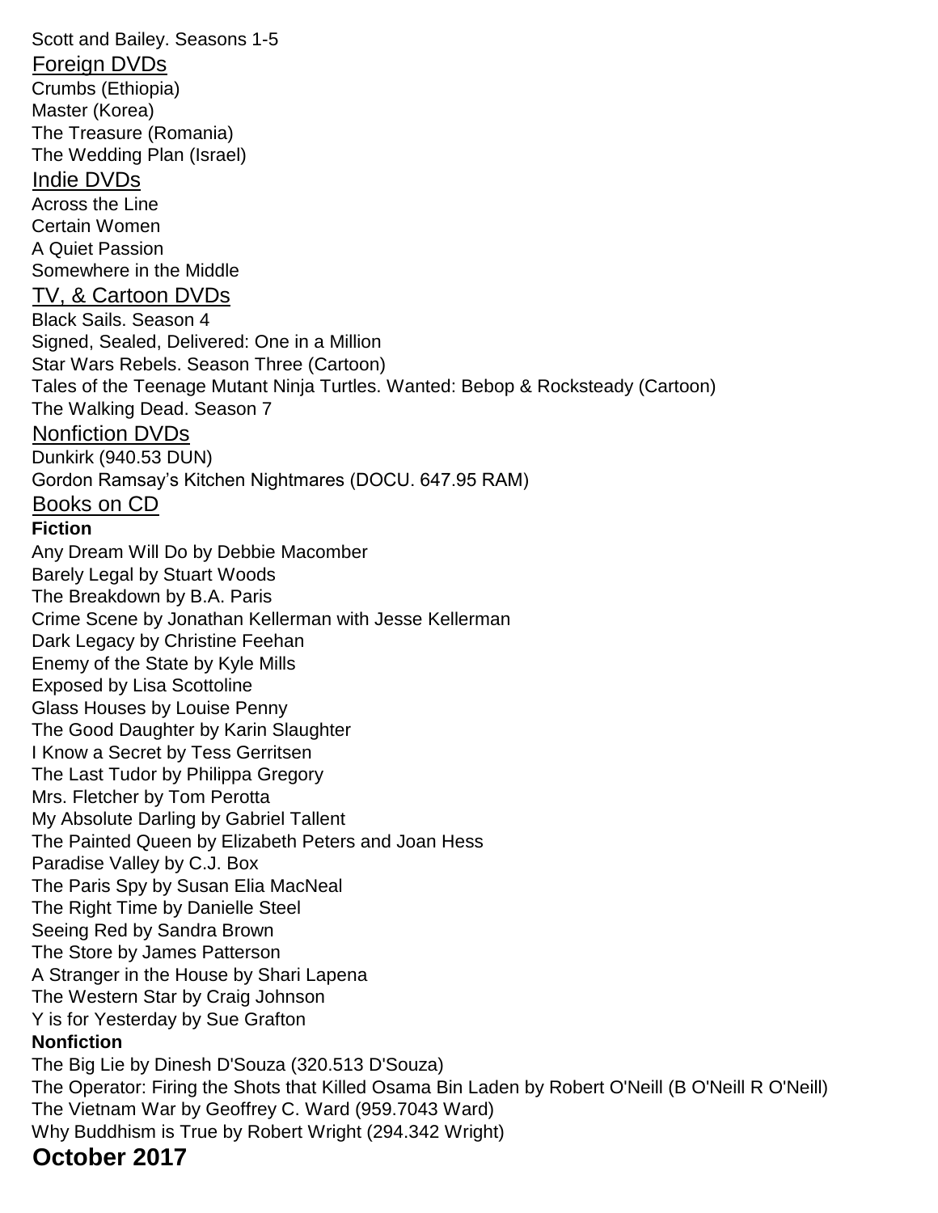Scott and Bailey. Seasons 1-5

## Foreign DVDs

Crumbs (Ethiopia)
Master (Korea)
The Treasure (Romania)
The Wedding Plan (Israel)

## Indie DVDs

Across the Line
Certain Women
A Quiet Passion
Somewhere in the Middle

## TV, & Cartoon DVDs

Black Sails. Season 4
Signed, Sealed, Delivered: One in a Million
Star Wars Rebels. Season Three (Cartoon)
Tales of the Teenage Mutant Ninja Turtles. Wanted: Bebop & Rocksteady (Cartoon)
The Walking Dead. Season 7

## Nonfiction DVDs

Dunkirk (940.53 DUN)
Gordon Ramsay's Kitchen Nightmares (DOCU. 647.95 RAM)

## Books on CD

**Fiction**

Any Dream Will Do by Debbie Macomber
Barely Legal by Stuart Woods
The Breakdown by B.A. Paris
Crime Scene by Jonathan Kellerman with Jesse Kellerman
Dark Legacy by Christine Feehan
Enemy of the State by Kyle Mills
Exposed by Lisa Scottoline
Glass Houses by Louise Penny
The Good Daughter by Karin Slaughter
I Know a Secret by Tess Gerritsen
The Last Tudor by Philippa Gregory
Mrs. Fletcher by Tom Perotta
My Absolute Darling by Gabriel Tallent
The Painted Queen by Elizabeth Peters and Joan Hess
Paradise Valley by C.J. Box
The Paris Spy by Susan Elia MacNeal
The Right Time by Danielle Steel
Seeing Red by Sandra Brown
The Store by James Patterson
A Stranger in the House by Shari Lapena
The Western Star by Craig Johnson
Y is for Yesterday by Sue Grafton

**Nonfiction**

The Big Lie by Dinesh D'Souza (320.513 D'Souza)
The Operator: Firing the Shots that Killed Osama Bin Laden by Robert O'Neill (B O'Neill R O'Neill)
The Vietnam War by Geoffrey C. Ward (959.7043 Ward)
Why Buddhism is True by Robert Wright (294.342 Wright)

# October 2017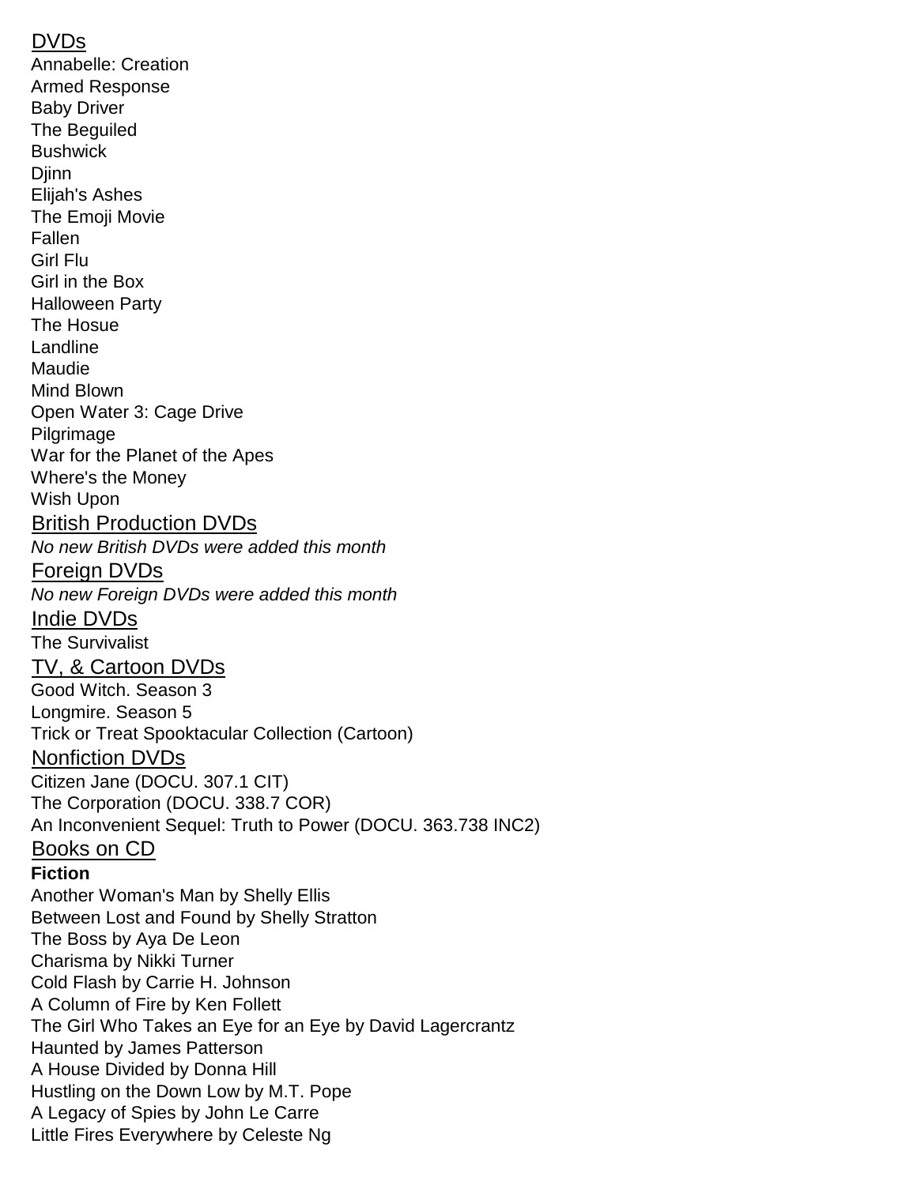## DVDs

Annabelle: Creation
Armed Response
Baby Driver
The Beguiled
Bushwick
Djinn
Elijah's Ashes
The Emoji Movie
Fallen
Girl Flu
Girl in the Box
Halloween Party
The Hosue
Landline
Maudie
Mind Blown
Open Water 3: Cage Drive
Pilgrimage
War for the Planet of the Apes
Where's the Money
Wish Upon

## British Production DVDs

*No new British DVDs were added this month*

## Foreign DVDs

*No new Foreign DVDs were added this month*

## Indie DVDs

The Survivalist

## TV, & Cartoon DVDs

Good Witch. Season 3
Longmire. Season 5
Trick or Treat Spooktacular Collection (Cartoon)

## Nonfiction DVDs

Citizen Jane (DOCU. 307.1 CIT)
The Corporation (DOCU. 338.7 COR)
An Inconvenient Sequel: Truth to Power (DOCU. 363.738 INC2)

## Books on CD

**Fiction**

Another Woman's Man by Shelly Ellis
Between Lost and Found by Shelly Stratton
The Boss by Aya De Leon
Charisma by Nikki Turner
Cold Flash by Carrie H. Johnson
A Column of Fire by Ken Follett
The Girl Who Takes an Eye for an Eye by David Lagercrantz
Haunted by James Patterson
A House Divided by Donna Hill
Hustling on the Down Low by M.T. Pope
A Legacy of Spies by John Le Carre
Little Fires Everywhere by Celeste Ng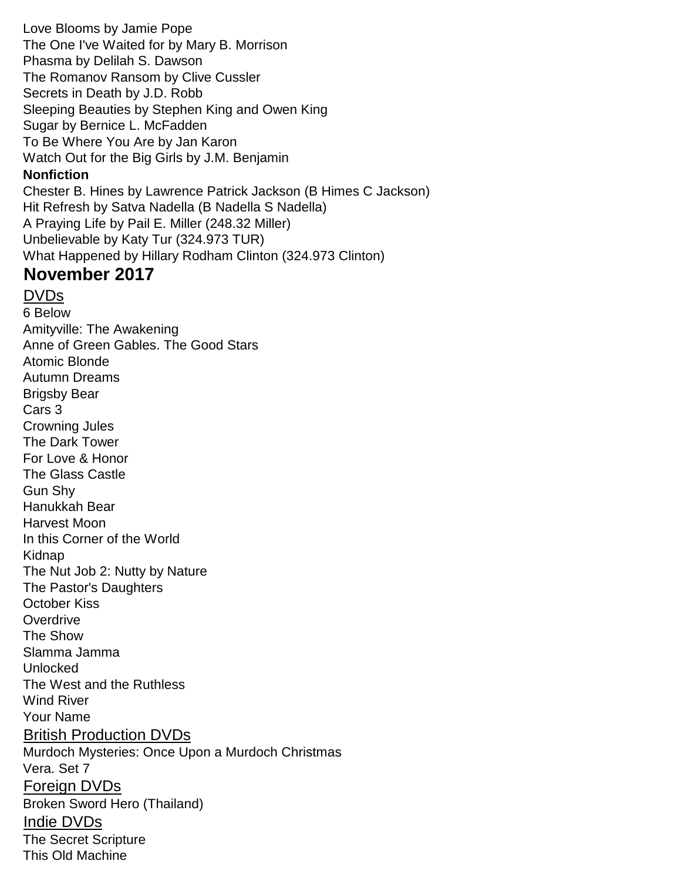Love Blooms by Jamie Pope
The One I've Waited for by Mary B. Morrison
Phasma by Delilah S. Dawson
The Romanov Ransom by Clive Cussler
Secrets in Death by J.D. Robb
Sleeping Beauties by Stephen King and Owen King
Sugar by Bernice L. McFadden
To Be Where You Are by Jan Karon
Watch Out for the Big Girls by J.M. Benjamin

**Nonfiction**

Chester B. Hines by Lawrence Patrick Jackson (B Himes C Jackson)
Hit Refresh by Satva Nadella (B Nadella S Nadella)
A Praying Life by Pail E. Miller (248.32 Miller)
Unbelievable by Katy Tur (324.973 TUR)
What Happened by Hillary Rodham Clinton (324.973 Clinton)

## November 2017

### DVDs

6 Below
Amityville: The Awakening
Anne of Green Gables. The Good Stars
Atomic Blonde
Autumn Dreams
Brigsby Bear
Cars 3
Crowning Jules
The Dark Tower
For Love & Honor
The Glass Castle
Gun Shy
Hanukkah Bear
Harvest Moon
In this Corner of the World
Kidnap
The Nut Job 2: Nutty by Nature
The Pastor's Daughters
October Kiss
Overdrive
The Show
Slamma Jamma
Unlocked
The West and the Ruthless
Wind River
Your Name

### British Production DVDs

Murdoch Mysteries: Once Upon a Murdoch Christmas
Vera. Set 7

### Foreign DVDs

Broken Sword Hero (Thailand)

### Indie DVDs

The Secret Scripture
This Old Machine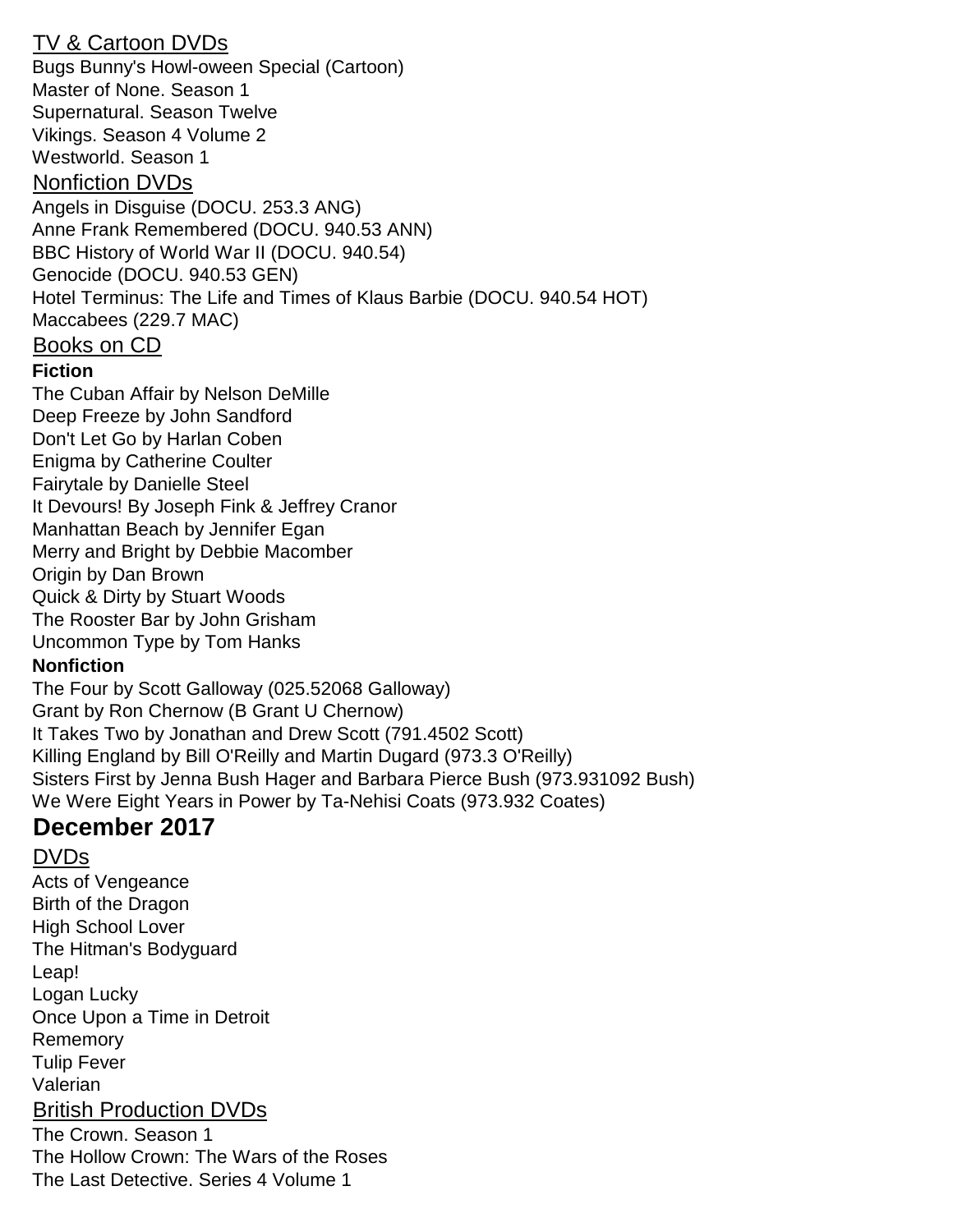### TV & Cartoon DVDs

Bugs Bunny's Howl-oween Special (Cartoon)
Master of None. Season 1
Supernatural. Season Twelve
Vikings. Season 4 Volume 2
Westworld. Season 1

### Nonfiction DVDs

Angels in Disguise (DOCU. 253.3 ANG)
Anne Frank Remembered (DOCU. 940.53 ANN)
BBC History of World War II (DOCU. 940.54)
Genocide (DOCU. 940.53 GEN)
Hotel Terminus: The Life and Times of Klaus Barbie (DOCU. 940.54 HOT)
Maccabees (229.7 MAC)

### Books on CD

**Fiction**

The Cuban Affair by Nelson DeMille
Deep Freeze by John Sandford
Don't Let Go by Harlan Coben
Enigma by Catherine Coulter
Fairytale by Danielle Steel
It Devours! By Joseph Fink & Jeffrey Cranor
Manhattan Beach by Jennifer Egan
Merry and Bright by Debbie Macomber
Origin by Dan Brown
Quick & Dirty by Stuart Woods
The Rooster Bar by John Grisham
Uncommon Type by Tom Hanks

**Nonfiction**

The Four by Scott Galloway (025.52068 Galloway)
Grant by Ron Chernow (B Grant U Chernow)
It Takes Two by Jonathan and Drew Scott (791.4502 Scott)
Killing England by Bill O'Reilly and Martin Dugard (973.3 O'Reilly)
Sisters First by Jenna Bush Hager and Barbara Pierce Bush (973.931092 Bush)
We Were Eight Years in Power by Ta-Nehisi Coats (973.932 Coates)

## December 2017

### DVDs

Acts of Vengeance
Birth of the Dragon
High School Lover
The Hitman's Bodyguard
Leap!
Logan Lucky
Once Upon a Time in Detroit
Rememory
Tulip Fever
Valerian

### British Production DVDs

The Crown. Season 1
The Hollow Crown: The Wars of the Roses
The Last Detective. Series 4 Volume 1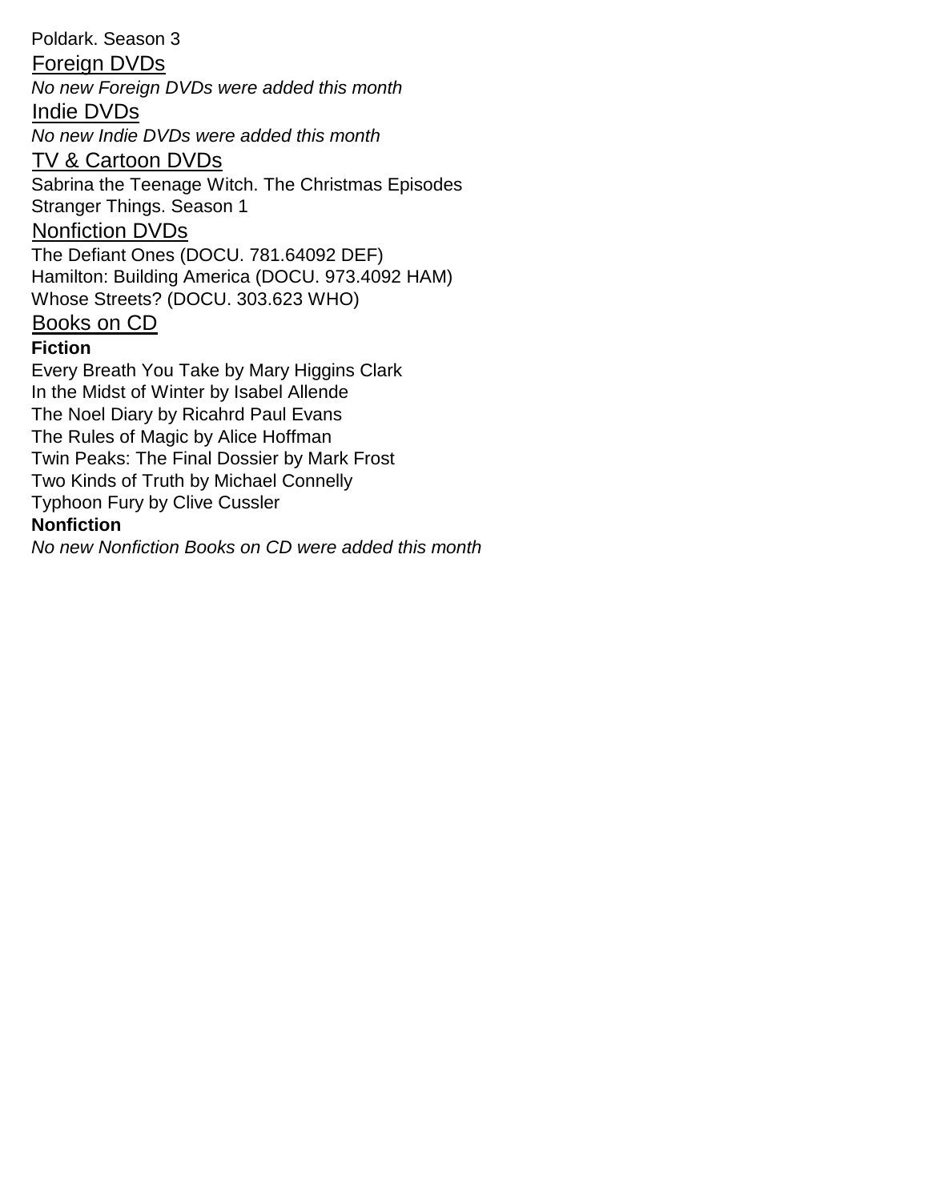Poldark. Season 3

## Foreign DVDs

*No new Foreign DVDs were added this month*

## Indie DVDs

*No new Indie DVDs were added this month*

## TV & Cartoon DVDs

Sabrina the Teenage Witch. The Christmas Episodes
Stranger Things. Season 1

## Nonfiction DVDs

The Defiant Ones (DOCU. 781.64092 DEF)
Hamilton: Building America (DOCU. 973.4092 HAM)
Whose Streets? (DOCU. 303.623 WHO)

## Books on CD

**Fiction**

Every Breath You Take by Mary Higgins Clark
In the Midst of Winter by Isabel Allende
The Noel Diary by Ricahrd Paul Evans
The Rules of Magic by Alice Hoffman
Twin Peaks: The Final Dossier by Mark Frost
Two Kinds of Truth by Michael Connelly
Typhoon Fury by Clive Cussler

**Nonfiction**

*No new Nonfiction Books on CD were added this month*